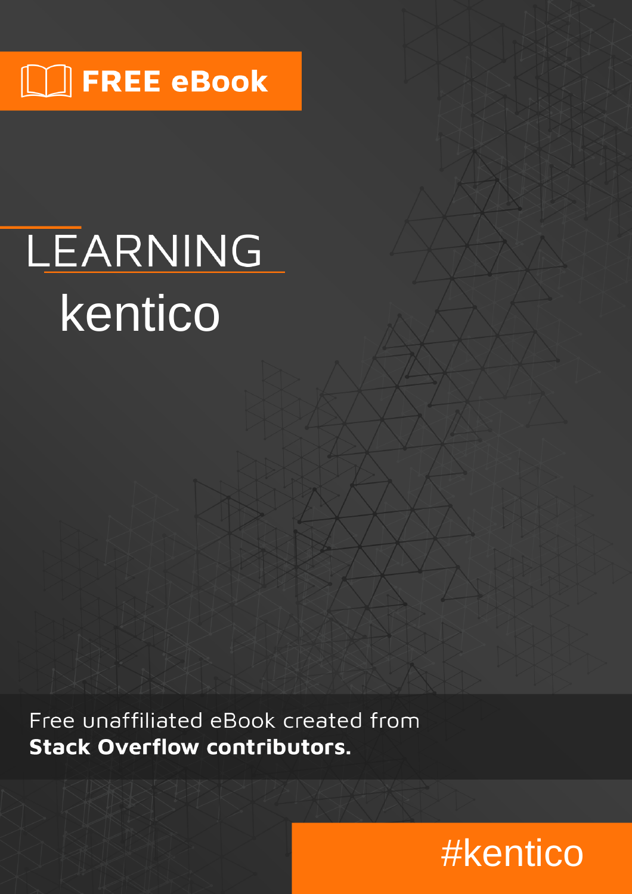FREE eBook

# LEARNING kentico

Free unaffiliated eBook created from **Stack Overflow contributors.**

#kentico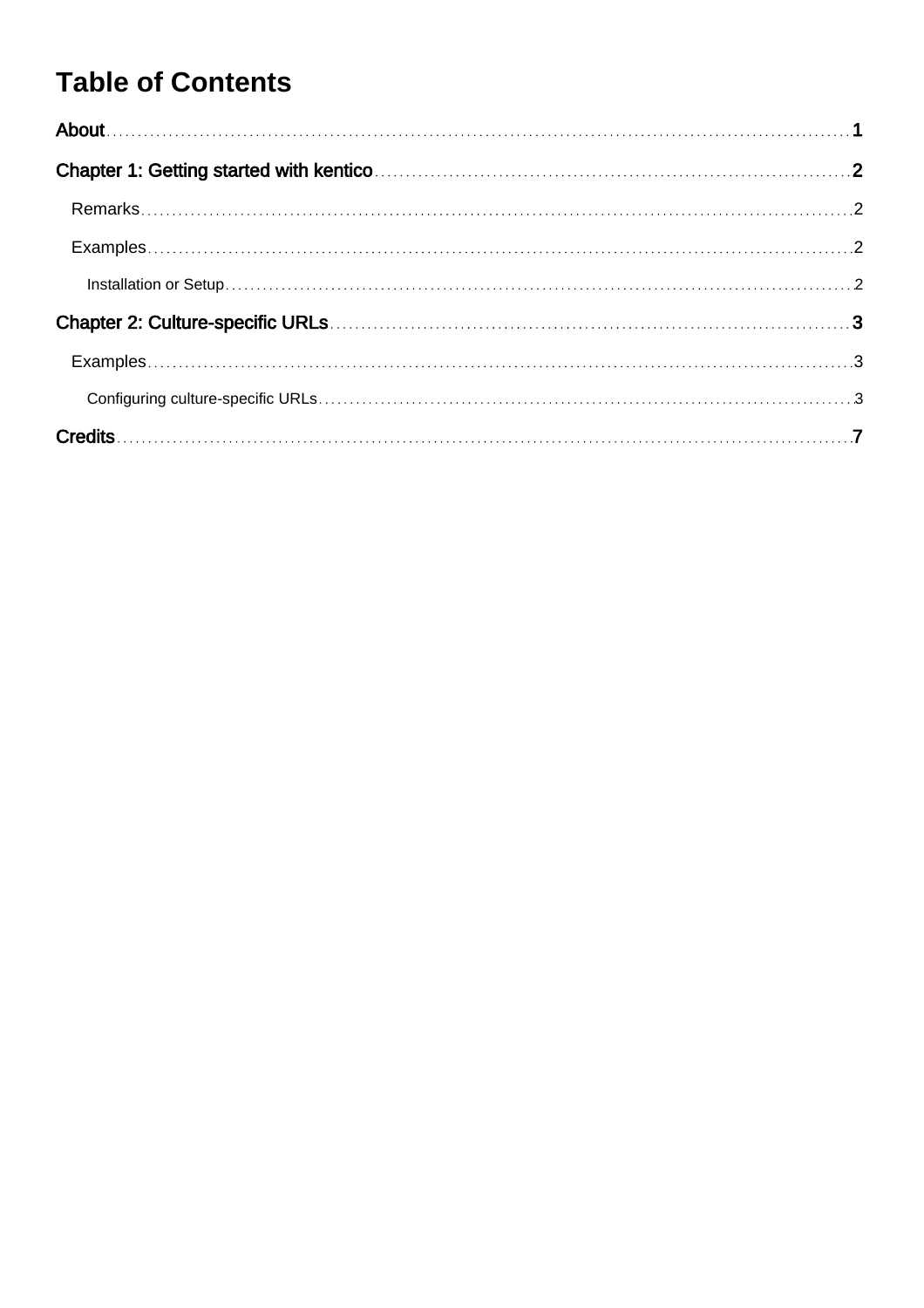# Table of Contents

About ..... 1

Chapter 1: Getting started with kentico ..... 2

- Remarks ..... 2
- Examples ..... 2
  - Installation or Setup ..... 2

Chapter 2: Culture-specific URLs ..... 3

- Examples ..... 3
  - Configuring culture-specific URLs ..... 3

Credits ..... 7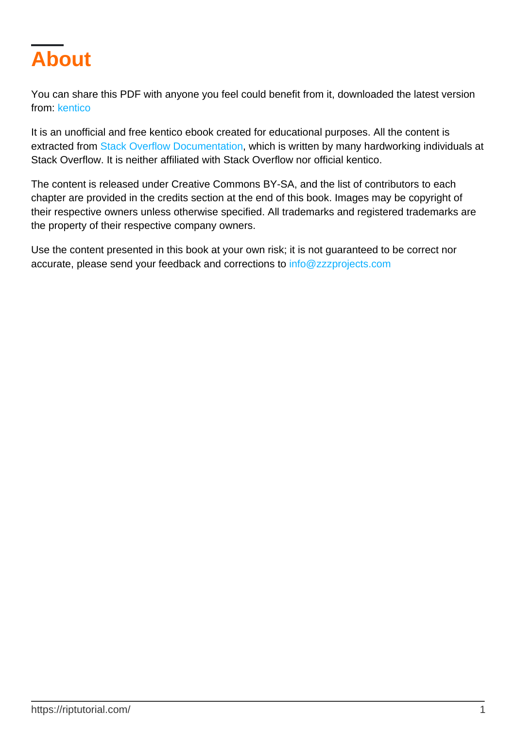# About

You can share this PDF with anyone you feel could benefit from it, downloaded the latest version from: kentico

It is an unofficial and free kentico ebook created for educational purposes. All the content is extracted from Stack Overflow Documentation, which is written by many hardworking individuals at Stack Overflow. It is neither affiliated with Stack Overflow nor official kentico.

The content is released under Creative Commons BY-SA, and the list of contributors to each chapter are provided in the credits section at the end of this book. Images may be copyright of their respective owners unless otherwise specified. All trademarks and registered trademarks are the property of their respective company owners.

Use the content presented in this book at your own risk; it is not guaranteed to be correct nor accurate, please send your feedback and corrections to info@zzzprojects.com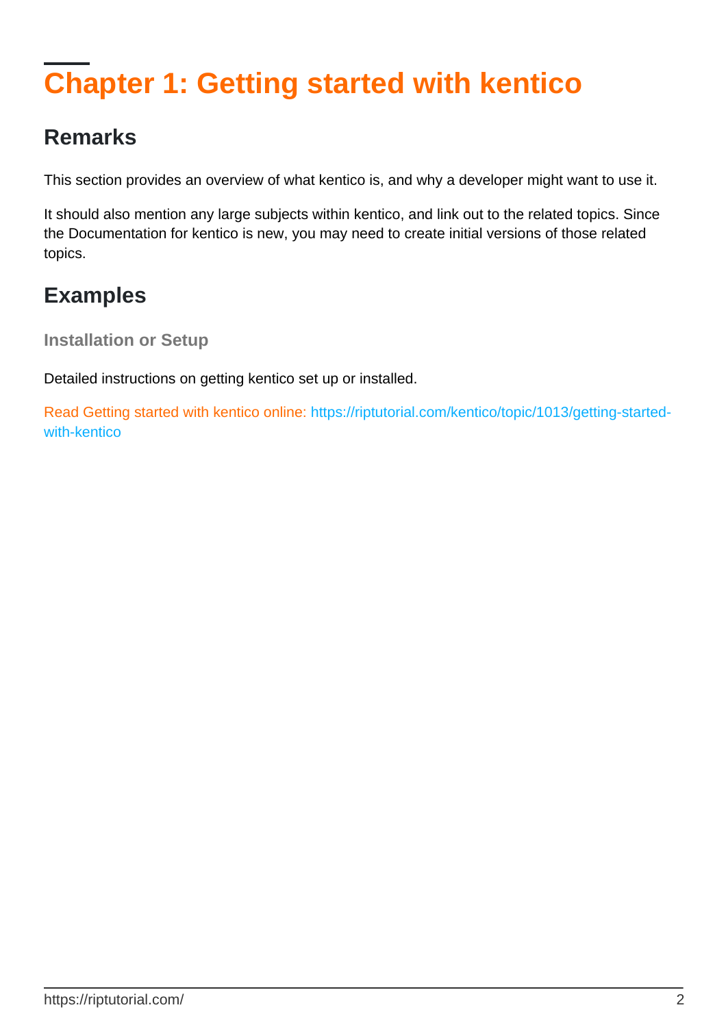# Chapter 1: Getting started with kentico

## Remarks

This section provides an overview of what kentico is, and why a developer might want to use it.

It should also mention any large subjects within kentico, and link out to the related topics. Since the Documentation for kentico is new, you may need to create initial versions of those related topics.

## Examples

### Installation or Setup

Detailed instructions on getting kentico set up or installed.

Read Getting started with kentico online: https://riptutorial.com/kentico/topic/1013/getting-started-with-kentico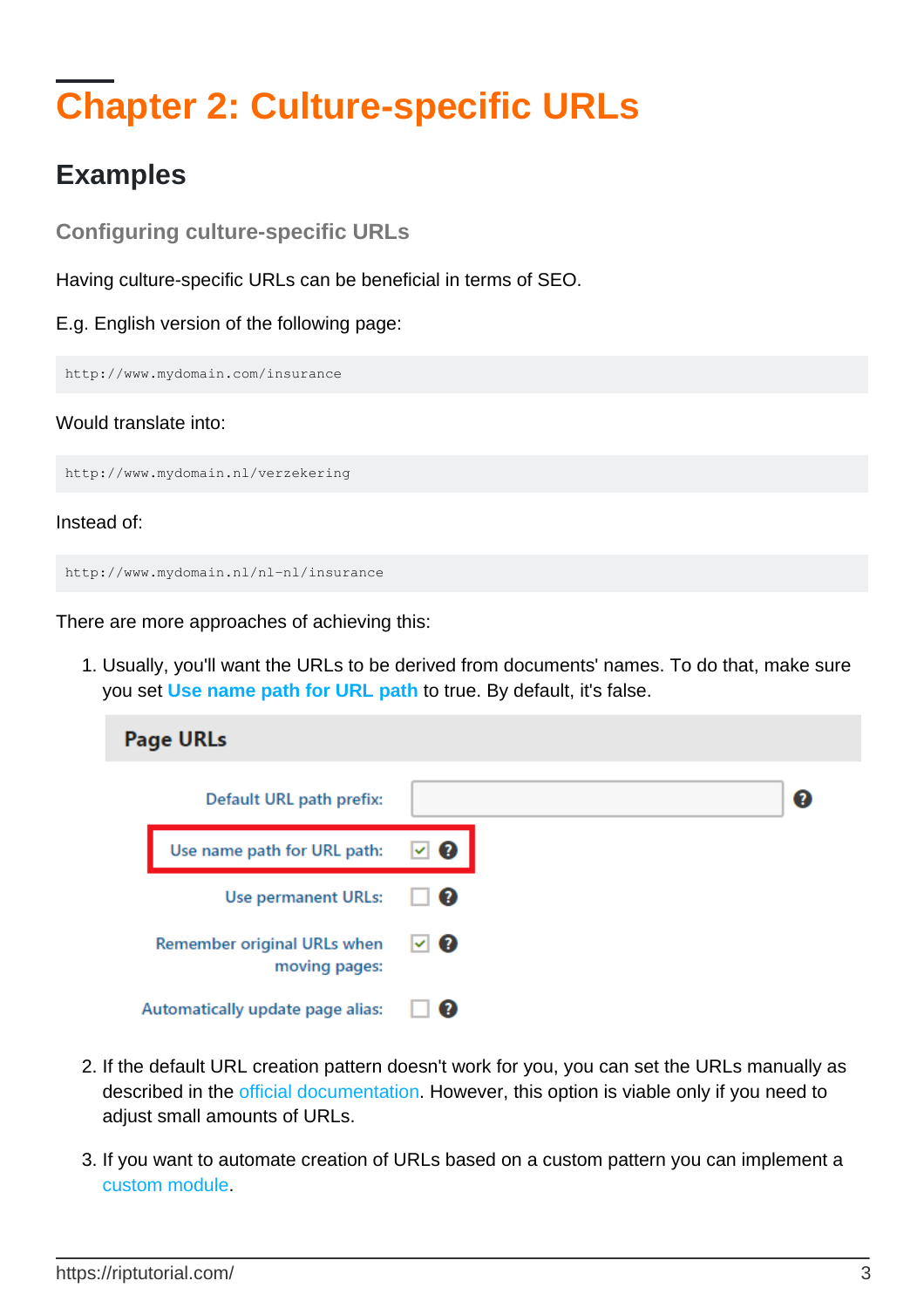# Chapter 2: Culture-specific URLs

## Examples

### Configuring culture-specific URLs

Having culture-specific URLs can be beneficial in terms of SEO.

E.g. English version of the following page:

```
http://www.mydomain.com/insurance
```

Would translate into:

```
http://www.mydomain.nl/verzekering
```

Instead of:

```
http://www.mydomain.nl/nl-nl/insurance
```

There are more approaches of achieving this:

1. Usually, you'll want the URLs to be derived from documents' names. To do that, make sure you set **Use name path for URL path** to true. By default, it's false.

   **Page URLs**

   Default URL path prefix:

   Use name path for URL path: ☑

   Use permanent URLs: ☐

   Remember original URLs when moving pages: ☑

   Automatically update page alias: ☐

2. If the default URL creation pattern doesn't work for you, you can set the URLs manually as described in the official documentation. However, this option is viable only if you need to adjust small amounts of URLs.

3. If you want to automate creation of URLs based on a custom pattern you can implement a custom module.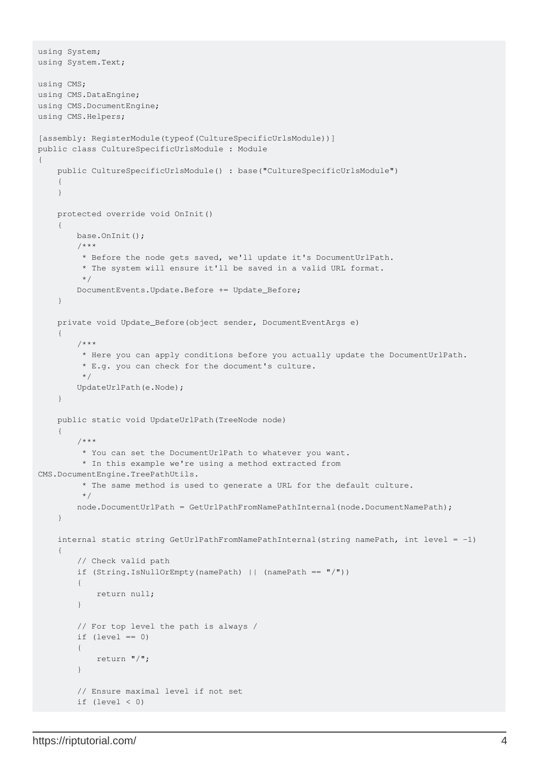```
using System;
using System.Text;

using CMS;
using CMS.DataEngine;
using CMS.DocumentEngine;
using CMS.Helpers;

[assembly: RegisterModule(typeof(CultureSpecificUrlsModule))]
public class CultureSpecificUrlsModule : Module
{
    public CultureSpecificUrlsModule() : base("CultureSpecificUrlsModule")
    {
    }

    protected override void OnInit()
    {
        base.OnInit();
        /***
         * Before the node gets saved, we'll update it's DocumentUrlPath.
         * The system will ensure it'll be saved in a valid URL format.
         */
        DocumentEvents.Update.Before += Update_Before;
    }

    private void Update_Before(object sender, DocumentEventArgs e)
    {
        /***
         * Here you can apply conditions before you actually update the DocumentUrlPath.
         * E.g. you can check for the document's culture.
         */
        UpdateUrlPath(e.Node);
    }

    public static void UpdateUrlPath(TreeNode node)
    {
        /***
         * You can set the DocumentUrlPath to whatever you want.
         * In this example we're using a method extracted from
CMS.DocumentEngine.TreePathUtils.
         * The same method is used to generate a URL for the default culture.
         */
        node.DocumentUrlPath = GetUrlPathFromNamePathInternal(node.DocumentNamePath);
    }

    internal static string GetUrlPathFromNamePathInternal(string namePath, int level = -1)
    {
        // Check valid path
        if (String.IsNullOrEmpty(namePath) || (namePath == "/"))
        {
            return null;
        }

        // For top level the path is always /
        if (level == 0)
        {
            return "/";
        }

        // Ensure maximal level if not set
        if (level < 0)
```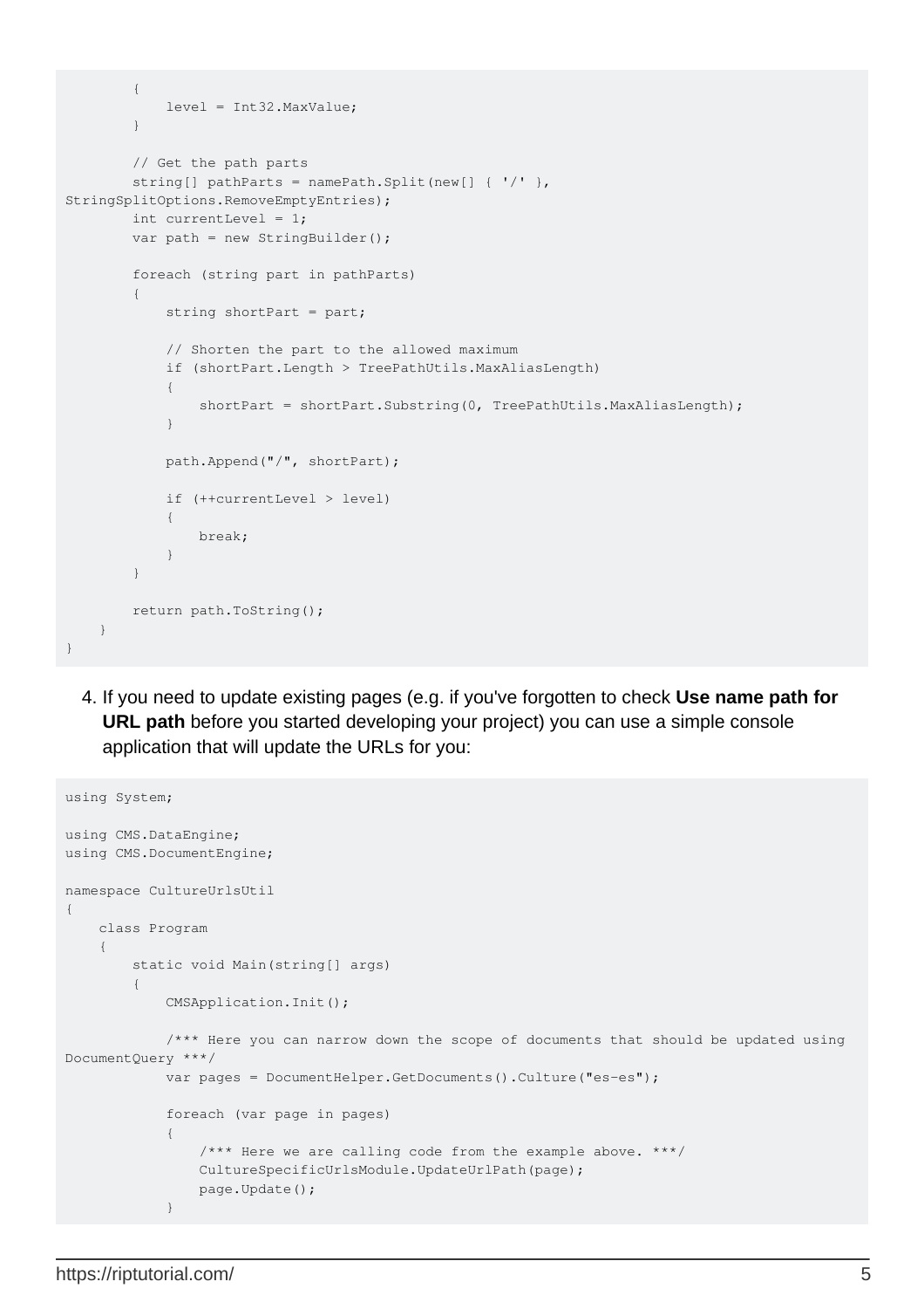```
        {
            level = Int32.MaxValue;
        }

        // Get the path parts
        string[] pathParts = namePath.Split(new[] { '/' },
StringSplitOptions.RemoveEmptyEntries);
        int currentLevel = 1;
        var path = new StringBuilder();

        foreach (string part in pathParts)
        {
            string shortPart = part;

            // Shorten the part to the allowed maximum
            if (shortPart.Length > TreePathUtils.MaxAliasLength)
            {
                shortPart = shortPart.Substring(0, TreePathUtils.MaxAliasLength);
            }

            path.Append("/", shortPart);

            if (++currentLevel > level)
            {
                break;
            }
        }

        return path.ToString();
    }
}
```

4. If you need to update existing pages (e.g. if you've forgotten to check **Use name path for URL path** before you started developing your project) you can use a simple console application that will update the URLs for you:

```
using System;

using CMS.DataEngine;
using CMS.DocumentEngine;

namespace CultureUrlsUtil
{
    class Program
    {
        static void Main(string[] args)
        {
            CMSApplication.Init();

            /*** Here you can narrow down the scope of documents that should be updated using
DocumentQuery ***/
            var pages = DocumentHelper.GetDocuments().Culture("es-es");

            foreach (var page in pages)
            {
                /*** Here we are calling code from the example above. ***/
                CultureSpecificUrlsModule.UpdateUrlPath(page);
                page.Update();
            }
```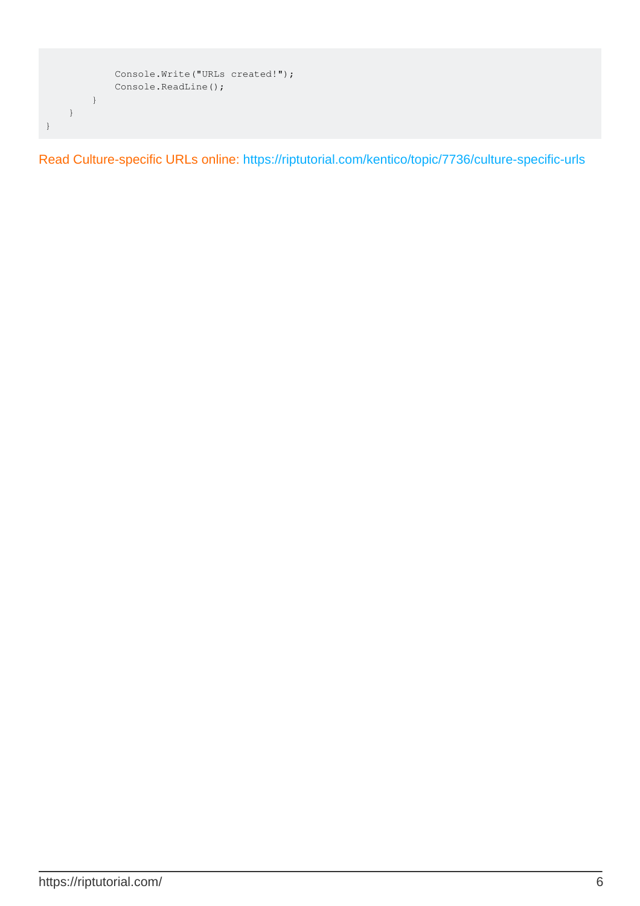```
            Console.Write("URLs created!");
            Console.ReadLine();
        }
    }
}
```

Read Culture-specific URLs online: https://riptutorial.com/kentico/topic/7736/culture-specific-urls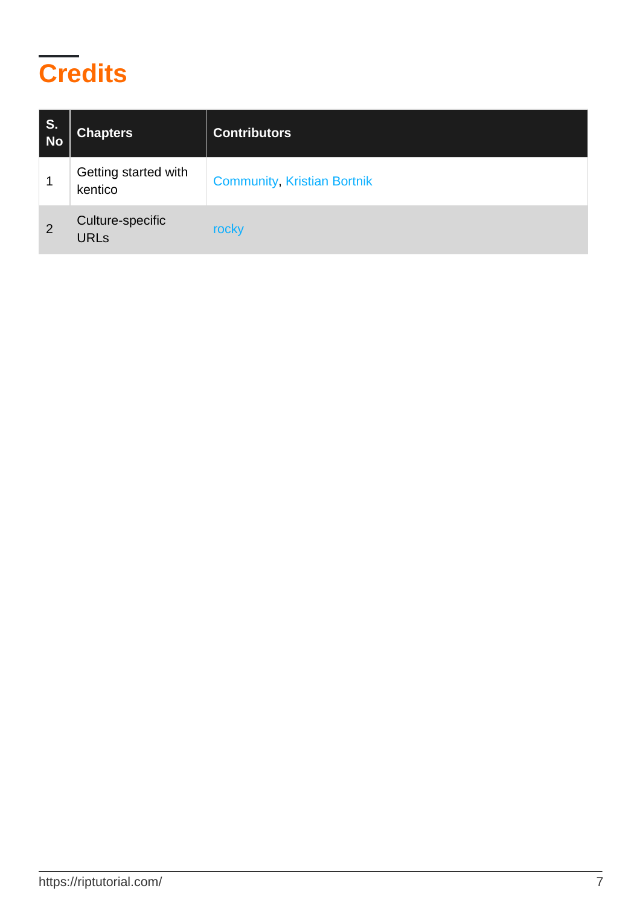# Credits

| S. No | Chapters | Contributors |
| --- | --- | --- |
| 1 | Getting started with kentico | Community, Kristian Bortnik |
| 2 | Culture-specific URLs | rocky |